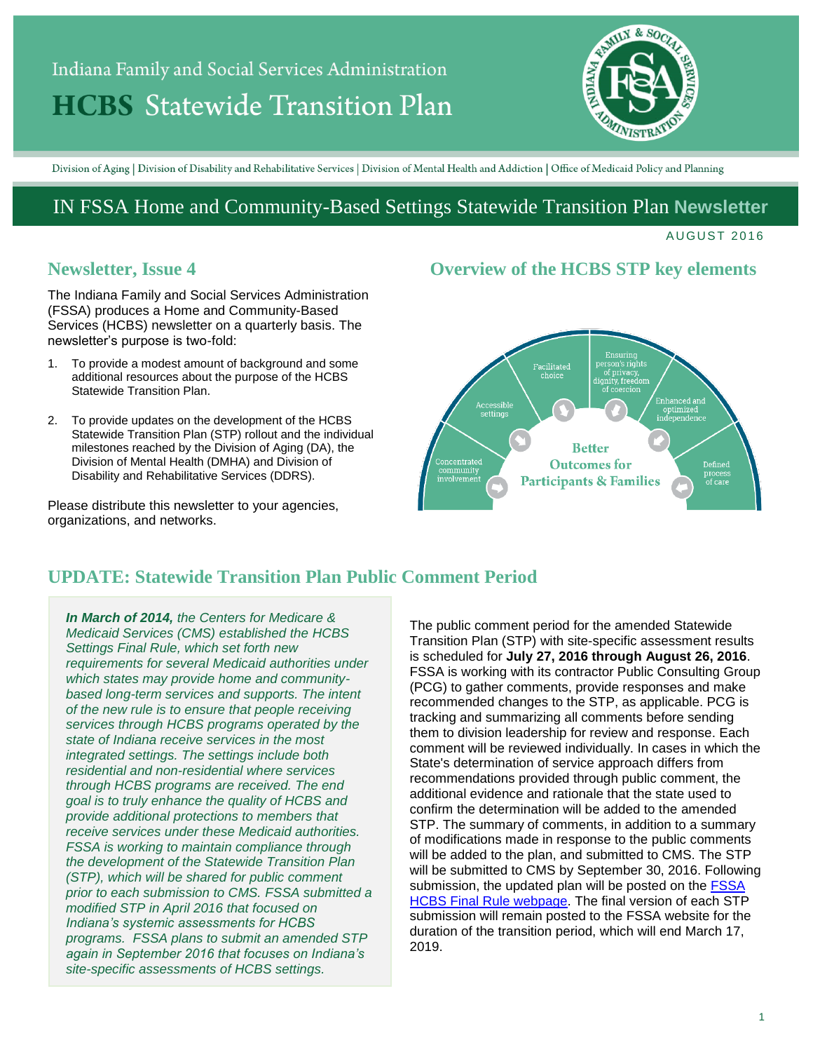Indiana Family and Social Services Administration

# HCBS Statewide Transition Plan

Division of Aging | Division of Disability and Rehabilitative Services | Division of Mental Health and Addiction | Office of Medicaid Policy and Planning

## IN FSSA Home and Community-Based Settings Statewide Transition Plan Newsletter

AUGUST 2016

## Newsletter, Issue 4

The Indiana Family and Social Services Administration (FSSA) produces a Home and Community-Based Services (HCBS) newsletter on a quarterly basis. The newsletter's purpose is two-fold:

1. To provide a modest amount of background and some additional resources about the purpose of the HCBS Statewide Transition Plan.
2. To provide updates on the development of the HCBS Statewide Transition Plan (STP) rollout and the individual milestones reached by the Division of Aging (DA), the Division of Mental Health (DMHA) and Division of Disability and Rehabilitative Services (DDRS).

Please distribute this newsletter to your agencies, organizations, and networks.

## Overview of the HCBS STP key elements

Concentrated community involvement | Accessible settings | Facilitated choice | Ensuring person's rights of privacy, dignity, freedom of coercion | Enhanced and optimized independence | Defined process of care

Better Outcomes for Participants & Families

## UPDATE: Statewide Transition Plan Public Comment Period

***In March of 2014,*** *the Centers for Medicare & Medicaid Services (CMS) established the HCBS Settings Final Rule, which set forth new requirements for several Medicaid authorities under which states may provide home and community-based long-term services and supports. The intent of the new rule is to ensure that people receiving services through HCBS programs operated by the state of Indiana receive services in the most integrated settings. The settings include both residential and non-residential where services through HCBS programs are received. The end goal is to truly enhance the quality of HCBS and provide additional protections to members that receive services under these Medicaid authorities. FSSA is working to maintain compliance through the development of the Statewide Transition Plan (STP), which will be shared for public comment prior to each submission to CMS. FSSA submitted a modified STP in April 2016 that focused on Indiana's systemic assessments for HCBS programs. FSSA plans to submit an amended STP again in September 2016 that focuses on Indiana's site-specific assessments of HCBS settings.*

The public comment period for the amended Statewide Transition Plan (STP) with site-specific assessment results is scheduled for **July 27, 2016 through August 26, 2016**. FSSA is working with its contractor Public Consulting Group (PCG) to gather comments, provide responses and make recommended changes to the STP, as applicable. PCG is tracking and summarizing all comments before sending them to division leadership for review and response. Each comment will be reviewed individually. In cases in which the State's determination of service approach differs from recommendations provided through public comment, the additional evidence and rationale that the state used to confirm the determination will be added to the amended STP. The summary of comments, in addition to a summary of modifications made in response to the public comments will be added to the plan, and submitted to CMS. The STP will be submitted to CMS by September 30, 2016. Following submission, the updated plan will be posted on the FSSA HCBS Final Rule webpage. The final version of each STP submission will remain posted to the FSSA website for the duration of the transition period, which will end March 17, 2019.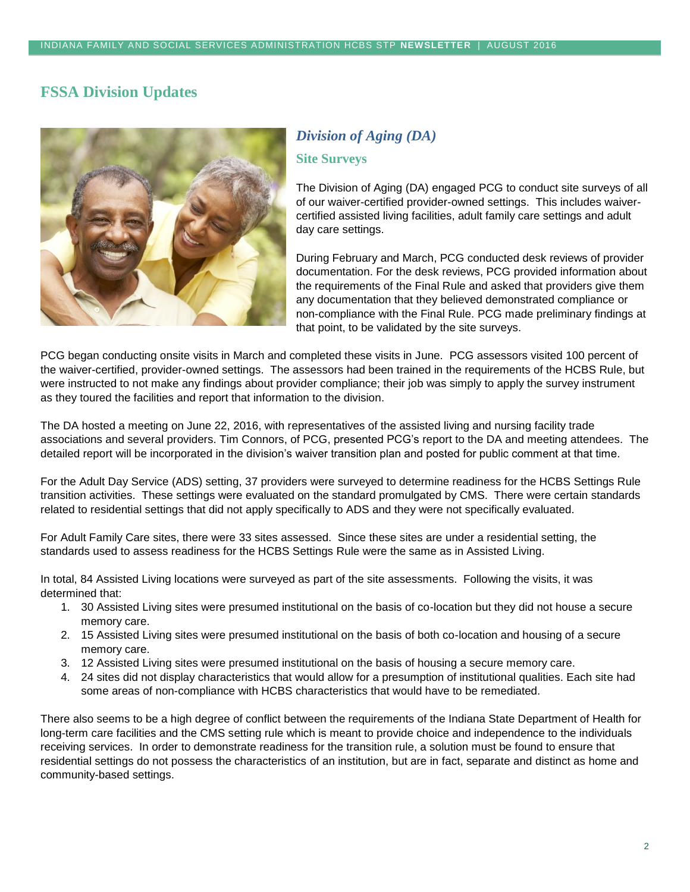## FSSA Division Updates

### *Division of Aging (DA)*

#### Site Surveys

The Division of Aging (DA) engaged PCG to conduct site surveys of all of our waiver-certified provider-owned settings. This includes waiver-certified assisted living facilities, adult family care settings and adult day care settings.

During February and March, PCG conducted desk reviews of provider documentation. For the desk reviews, PCG provided information about the requirements of the Final Rule and asked that providers give them any documentation that they believed demonstrated compliance or non-compliance with the Final Rule. PCG made preliminary findings at that point, to be validated by the site surveys.

PCG began conducting onsite visits in March and completed these visits in June. PCG assessors visited 100 percent of the waiver-certified, provider-owned settings. The assessors had been trained in the requirements of the HCBS Rule, but were instructed to not make any findings about provider compliance; their job was simply to apply the survey instrument as they toured the facilities and report that information to the division.

The DA hosted a meeting on June 22, 2016, with representatives of the assisted living and nursing facility trade associations and several providers. Tim Connors, of PCG, presented PCG's report to the DA and meeting attendees. The detailed report will be incorporated in the division's waiver transition plan and posted for public comment at that time.

For the Adult Day Service (ADS) setting, 37 providers were surveyed to determine readiness for the HCBS Settings Rule transition activities. These settings were evaluated on the standard promulgated by CMS. There were certain standards related to residential settings that did not apply specifically to ADS and they were not specifically evaluated.

For Adult Family Care sites, there were 33 sites assessed. Since these sites are under a residential setting, the standards used to assess readiness for the HCBS Settings Rule were the same as in Assisted Living.

In total, 84 Assisted Living locations were surveyed as part of the site assessments. Following the visits, it was determined that:

1. 30 Assisted Living sites were presumed institutional on the basis of co-location but they did not house a secure memory care.
2. 15 Assisted Living sites were presumed institutional on the basis of both co-location and housing of a secure memory care.
3. 12 Assisted Living sites were presumed institutional on the basis of housing a secure memory care.
4. 24 sites did not display characteristics that would allow for a presumption of institutional qualities. Each site had some areas of non-compliance with HCBS characteristics that would have to be remediated.

There also seems to be a high degree of conflict between the requirements of the Indiana State Department of Health for long-term care facilities and the CMS setting rule which is meant to provide choice and independence to the individuals receiving services. In order to demonstrate readiness for the transition rule, a solution must be found to ensure that residential settings do not possess the characteristics of an institution, but are in fact, separate and distinct as home and community-based settings.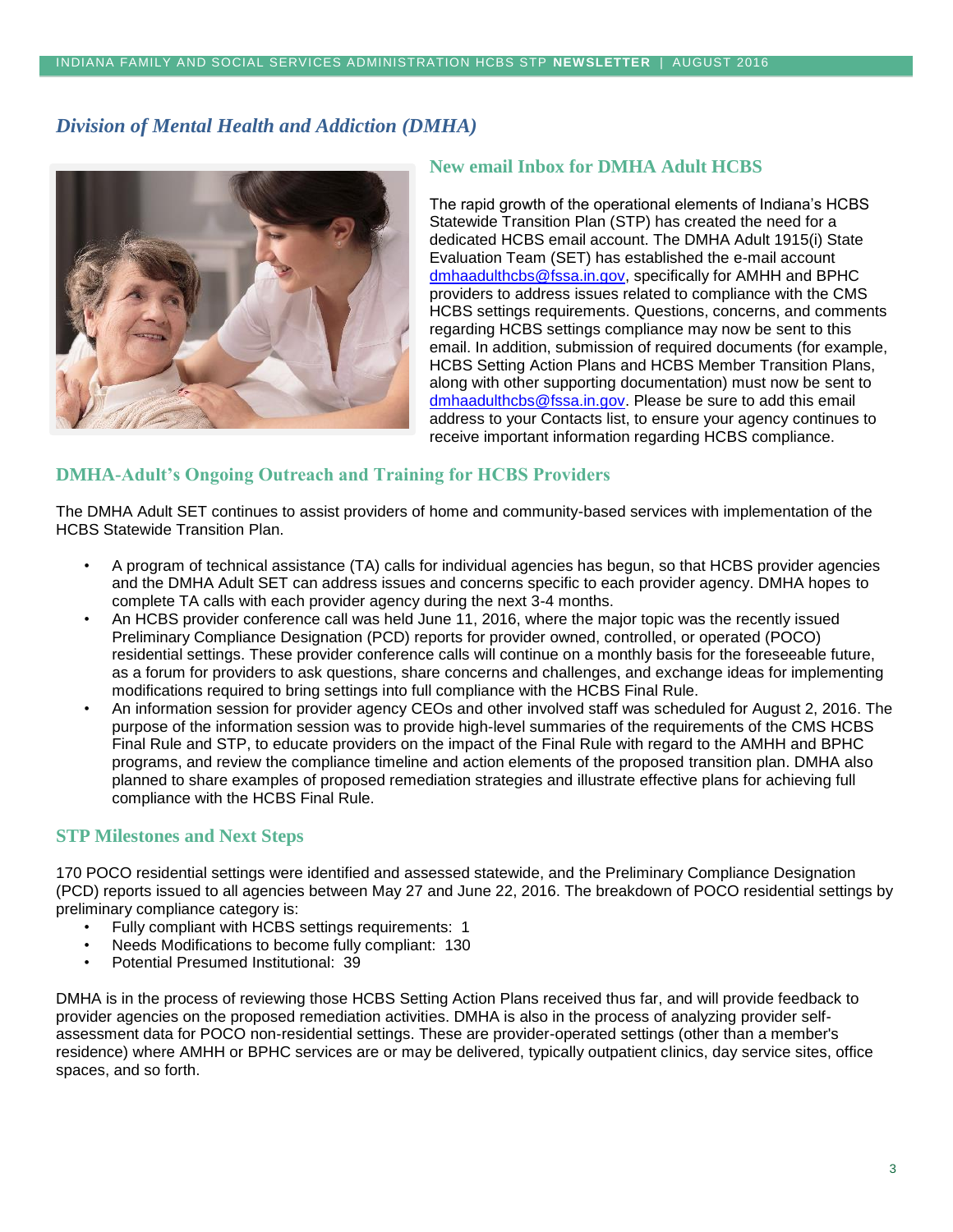## *Division of Mental Health and Addiction (DMHA)*

### New email Inbox for DMHA Adult HCBS

The rapid growth of the operational elements of Indiana's HCBS Statewide Transition Plan (STP) has created the need for a dedicated HCBS email account. The DMHA Adult 1915(i) State Evaluation Team (SET) has established the e-mail account dmhaadulthcbs@fssa.in.gov, specifically for AMHH and BPHC providers to address issues related to compliance with the CMS HCBS settings requirements. Questions, concerns, and comments regarding HCBS settings compliance may now be sent to this email. In addition, submission of required documents (for example, HCBS Setting Action Plans and HCBS Member Transition Plans, along with other supporting documentation) must now be sent to dmhaadulthcbs@fssa.in.gov. Please be sure to add this email address to your Contacts list, to ensure your agency continues to receive important information regarding HCBS compliance.

### DMHA-Adult's Ongoing Outreach and Training for HCBS Providers

The DMHA Adult SET continues to assist providers of home and community-based services with implementation of the HCBS Statewide Transition Plan.

- A program of technical assistance (TA) calls for individual agencies has begun, so that HCBS provider agencies and the DMHA Adult SET can address issues and concerns specific to each provider agency. DMHA hopes to complete TA calls with each provider agency during the next 3-4 months.
- An HCBS provider conference call was held June 11, 2016, where the major topic was the recently issued Preliminary Compliance Designation (PCD) reports for provider owned, controlled, or operated (POCO) residential settings. These provider conference calls will continue on a monthly basis for the foreseeable future, as a forum for providers to ask questions, share concerns and challenges, and exchange ideas for implementing modifications required to bring settings into full compliance with the HCBS Final Rule.
- An information session for provider agency CEOs and other involved staff was scheduled for August 2, 2016. The purpose of the information session was to provide high-level summaries of the requirements of the CMS HCBS Final Rule and STP, to educate providers on the impact of the Final Rule with regard to the AMHH and BPHC programs, and review the compliance timeline and action elements of the proposed transition plan. DMHA also planned to share examples of proposed remediation strategies and illustrate effective plans for achieving full compliance with the HCBS Final Rule.

### STP Milestones and Next Steps

170 POCO residential settings were identified and assessed statewide, and the Preliminary Compliance Designation (PCD) reports issued to all agencies between May 27 and June 22, 2016. The breakdown of POCO residential settings by preliminary compliance category is:

- Fully compliant with HCBS settings requirements: 1
- Needs Modifications to become fully compliant: 130
- Potential Presumed Institutional: 39

DMHA is in the process of reviewing those HCBS Setting Action Plans received thus far, and will provide feedback to provider agencies on the proposed remediation activities. DMHA is also in the process of analyzing provider self-assessment data for POCO non-residential settings. These are provider-operated settings (other than a member's residence) where AMHH or BPHC services are or may be delivered, typically outpatient clinics, day service sites, office spaces, and so forth.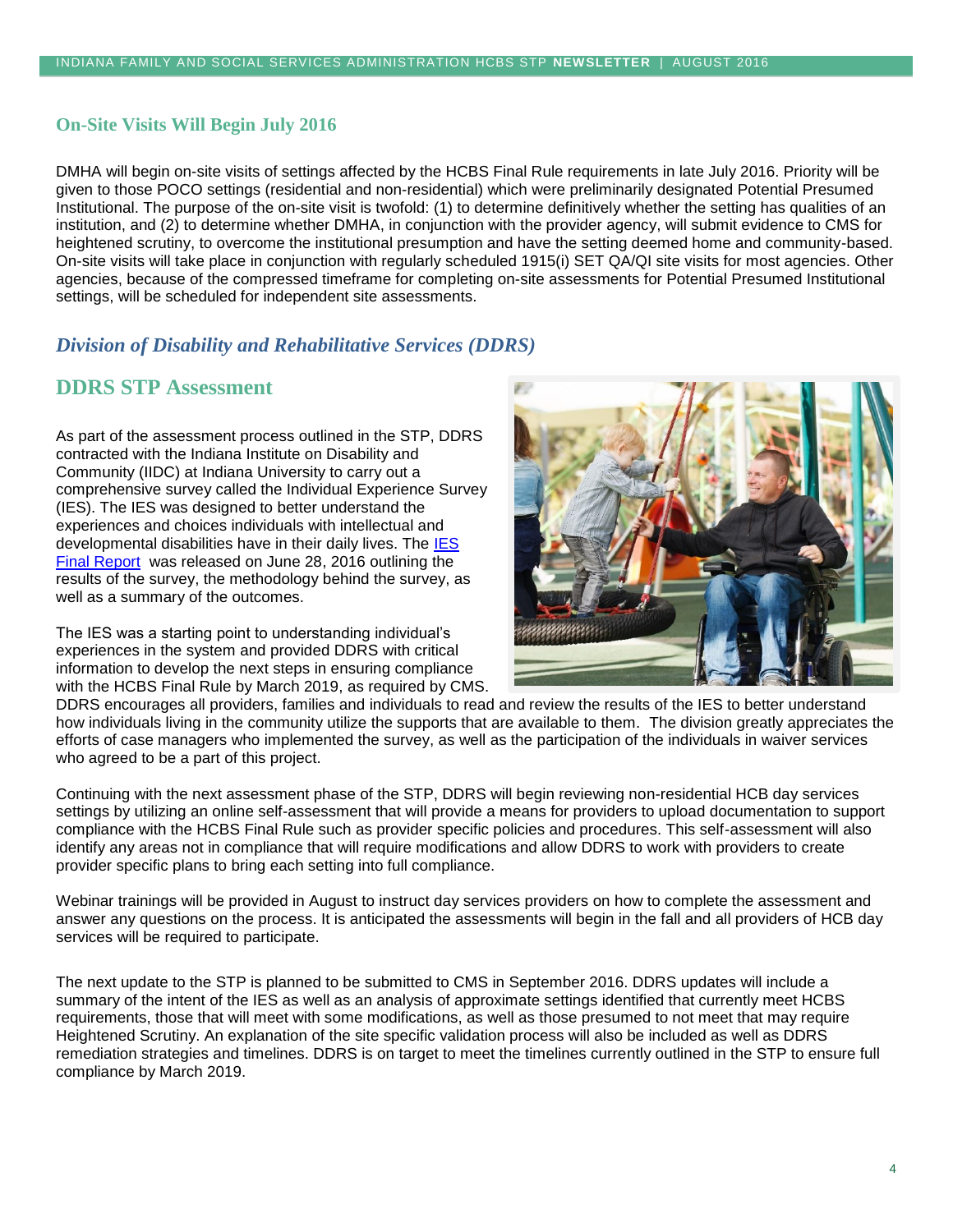## On-Site Visits Will Begin July 2016

DMHA will begin on-site visits of settings affected by the HCBS Final Rule requirements in late July 2016. Priority will be given to those POCO settings (residential and non-residential) which were preliminarily designated Potential Presumed Institutional. The purpose of the on-site visit is twofold: (1) to determine definitively whether the setting has qualities of an institution, and (2) to determine whether DMHA, in conjunction with the provider agency, will submit evidence to CMS for heightened scrutiny, to overcome the institutional presumption and have the setting deemed home and community-based. On-site visits will take place in conjunction with regularly scheduled 1915(i) SET QA/QI site visits for most agencies. Other agencies, because of the compressed timeframe for completing on-site assessments for Potential Presumed Institutional settings, will be scheduled for independent site assessments.

## *Division of Disability and Rehabilitative Services (DDRS)*

## DDRS STP Assessment

As part of the assessment process outlined in the STP, DDRS contracted with the Indiana Institute on Disability and Community (IIDC) at Indiana University to carry out a comprehensive survey called the Individual Experience Survey (IES). The IES was designed to better understand the experiences and choices individuals with intellectual and developmental disabilities have in their daily lives. The IES Final Report was released on June 28, 2016 outlining the results of the survey, the methodology behind the survey, as well as a summary of the outcomes.

The IES was a starting point to understanding individual's experiences in the system and provided DDRS with critical information to develop the next steps in ensuring compliance with the HCBS Final Rule by March 2019, as required by CMS. DDRS encourages all providers, families and individuals to read and review the results of the IES to better understand how individuals living in the community utilize the supports that are available to them. The division greatly appreciates the efforts of case managers who implemented the survey, as well as the participation of the individuals in waiver services who agreed to be a part of this project.

Continuing with the next assessment phase of the STP, DDRS will begin reviewing non-residential HCB day services settings by utilizing an online self-assessment that will provide a means for providers to upload documentation to support compliance with the HCBS Final Rule such as provider specific policies and procedures. This self-assessment will also identify any areas not in compliance that will require modifications and allow DDRS to work with providers to create provider specific plans to bring each setting into full compliance.

Webinar trainings will be provided in August to instruct day services providers on how to complete the assessment and answer any questions on the process. It is anticipated the assessments will begin in the fall and all providers of HCB day services will be required to participate.

The next update to the STP is planned to be submitted to CMS in September 2016. DDRS updates will include a summary of the intent of the IES as well as an analysis of approximate settings identified that currently meet HCBS requirements, those that will meet with some modifications, as well as those presumed to not meet that may require Heightened Scrutiny. An explanation of the site specific validation process will also be included as well as DDRS remediation strategies and timelines. DDRS is on target to meet the timelines currently outlined in the STP to ensure full compliance by March 2019.